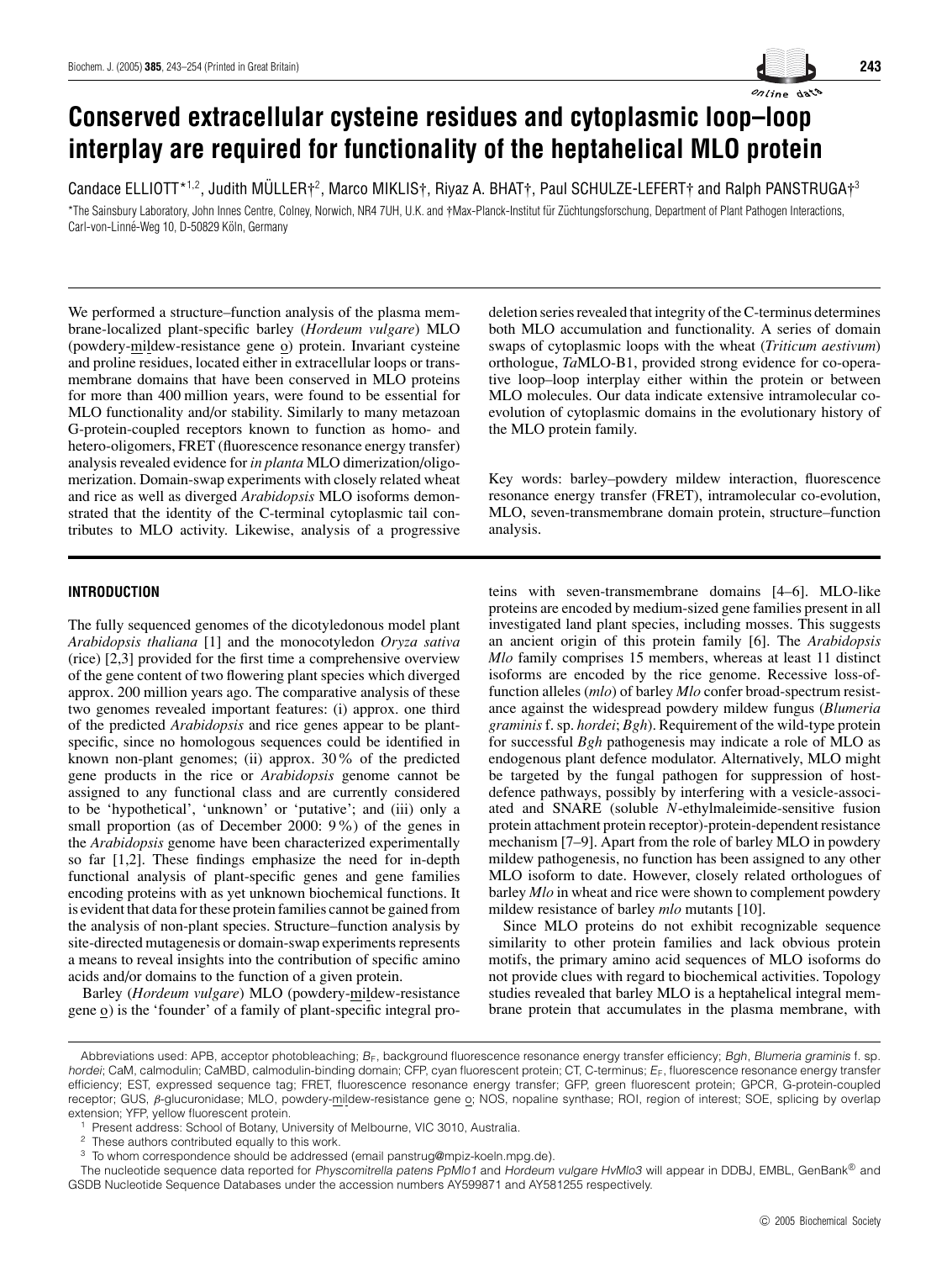# Conserved extracellular cysteine residues and cytoplasmic loop–loop interplay are required for functionality of the heptahelical MLO protein

Candace ELLIOTT*[1,2], Judith MÜLLER†[2], Marco MIKLIS†, Riyaz A. BHAT†, Paul SCHULZE-LEFERT† and Ralph PANSTRUGA†[3]

*The Sainsbury Laboratory, John Innes Centre, Colney, Norwich, NR4 7UH, U.K. and †Max-Planck-Institut für Züchtungsforschung, Department of Plant Pathogen Interactions, Carl-von-Linné-Weg 10, D-50829 Köln, Germany

We performed a structure–function analysis of the plasma membrane-localized plant-specific barley (*Hordeum vulgare*) MLO (powdery-mildew-resistance gene o) protein. Invariant cysteine and proline residues, located either in extracellular loops or transmembrane domains that have been conserved in MLO proteins for more than 400 million years, were found to be essential for MLO functionality and/or stability. Similarly to many metazoan G-protein-coupled receptors known to function as homo- and hetero-oligomers, FRET (fluorescence resonance energy transfer) analysis revealed evidence for *in planta* MLO dimerization/oligomerization. Domain-swap experiments with closely related wheat and rice as well as diverged *Arabidopsis* MLO isoforms demonstrated that the identity of the C-terminal cytoplasmic tail contributes to MLO activity. Likewise, analysis of a progressive deletion series revealed that integrity of the C-terminus determines both MLO accumulation and functionality. A series of domain swaps of cytoplasmic loops with the wheat (*Triticum aestivum*) orthologue, *Ta*MLO-B1, provided strong evidence for co-operative loop–loop interplay either within the protein or between MLO molecules. Our data indicate extensive intramolecular co-evolution of cytoplasmic domains in the evolutionary history of the MLO protein family.

Key words: barley–powdery mildew interaction, fluorescence resonance energy transfer (FRET), intramolecular co-evolution, MLO, seven-transmembrane domain protein, structure–function analysis.

## INTRODUCTION

The fully sequenced genomes of the dicotyledonous model plant *Arabidopsis thaliana* [1] and the monocotyledon *Oryza sativa* (rice) [2,3] provided for the first time a comprehensive overview of the gene content of two flowering plant species which diverged approx. 200 million years ago. The comparative analysis of these two genomes revealed important features: (i) approx. one third of the predicted *Arabidopsis* and rice genes appear to be plant-specific, since no homologous sequences could be identified in known non-plant genomes; (ii) approx. 30 % of the predicted gene products in the rice or *Arabidopsis* genome cannot be assigned to any functional class and are currently considered to be 'hypothetical', 'unknown' or 'putative'; and (iii) only a small proportion (as of December 2000: 9 %) of the genes in the *Arabidopsis* genome have been characterized experimentally so far [1,2]. These findings emphasize the need for in-depth functional analysis of plant-specific genes and gene families encoding proteins with as yet unknown biochemical functions. It is evident that data for these protein families cannot be gained from the analysis of non-plant species. Structure–function analysis by site-directed mutagenesis or domain-swap experiments represents a means to reveal insights into the contribution of specific amino acids and/or domains to the function of a given protein.

Barley (*Hordeum vulgare*) MLO (powdery-mildew-resistance gene o) is the 'founder' of a family of plant-specific integral proteins with seven-transmembrane domains [4–6]. MLO-like proteins are encoded by medium-sized gene families present in all investigated land plant species, including mosses. This suggests an ancient origin of this protein family [6]. The *Arabidopsis Mlo* family comprises 15 members, whereas at least 11 distinct isoforms are encoded by the rice genome. Recessive loss-of-function alleles (*mlo*) of barley *Mlo* confer broad-spectrum resistance against the widespread powdery mildew fungus (*Blumeria graminis* f. sp. *hordei*; *Bgh*). Requirement of the wild-type protein for successful *Bgh* pathogenesis may indicate a role of MLO as endogenous plant defence modulator. Alternatively, MLO might be targeted by the fungal pathogen for suppression of host-defence pathways, possibly by interfering with a vesicle-associated and SNARE (soluble *N*-ethylmaleimide-sensitive fusion protein attachment protein receptor)-protein-dependent resistance mechanism [7–9]. Apart from the role of barley MLO in powdery mildew pathogenesis, no function has been assigned to any other MLO isoform to date. However, closely related orthologues of barley *Mlo* in wheat and rice were shown to complement powdery mildew resistance of barley *mlo* mutants [10].

Since MLO proteins do not exhibit recognizable sequence similarity to other protein families and lack obvious protein motifs, the primary amino acid sequences of MLO isoforms do not provide clues with regard to biochemical activities. Topology studies revealed that barley MLO is a heptahelical integral membrane protein that accumulates in the plasma membrane, with

Abbreviations used: APB, acceptor photobleaching; $B_F$, background fluorescence resonance energy transfer efficiency; *Bgh*, *Blumeria graminis* f. sp. *hordei*; CaM, calmodulin; CaMBD, calmodulin-binding domain; CFP, cyan fluorescent protein; CT, C-terminus; $E_F$, fluorescence resonance energy transfer efficiency; EST, expressed sequence tag; FRET, fluorescence resonance energy transfer; GFP, green fluorescent protein; GPCR, G-protein-coupled receptor; GUS, β-glucuronidase; MLO, powdery-mildew-resistance gene o; NOS, nopaline synthase; ROI, region of interest; SOE, splicing by overlap extension; YFP, yellow fluorescent protein.

[1] Present address: School of Botany, University of Melbourne, VIC 3010, Australia.

[2] These authors contributed equally to this work.

[3] To whom correspondence should be addressed (email panstrug@mpiz-koeln.mpg.de).

The nucleotide sequence data reported for *Physcomitrella patens PpMlo1* and *Hordeum vulgare HvMlo3* will appear in DDBJ, EMBL, GenBank® and GSDB Nucleotide Sequence Databases under the accession numbers AY599871 and AY581255 respectively.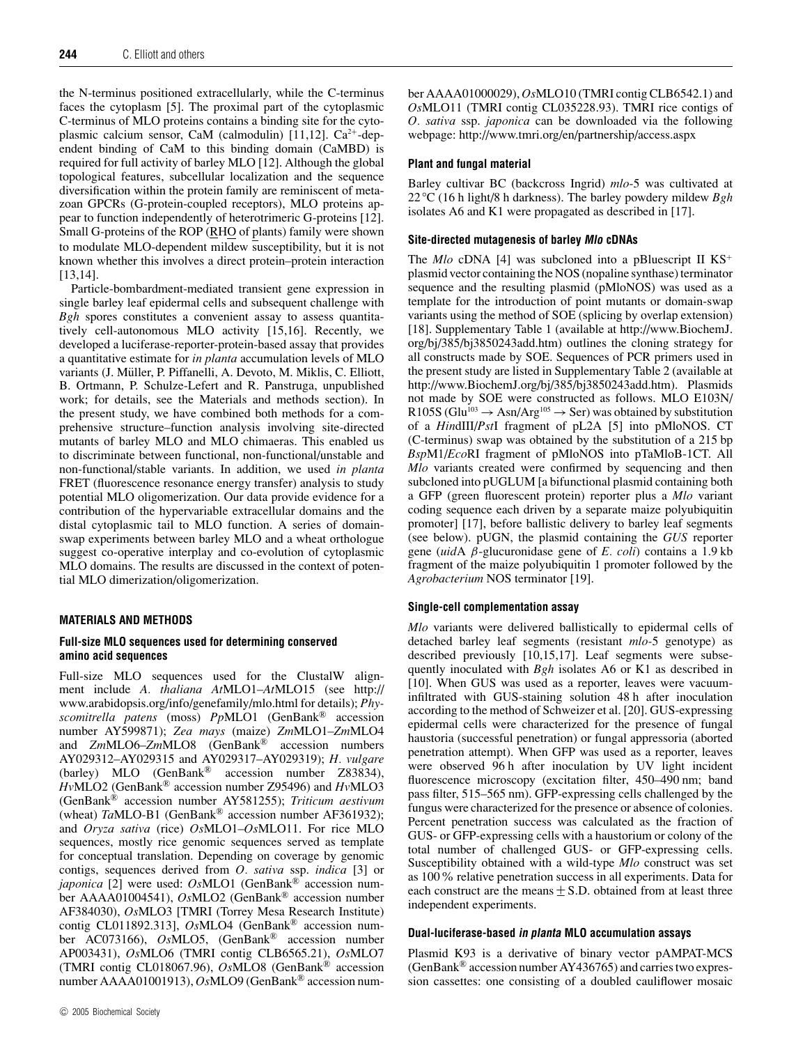the N-terminus positioned extracellularly, while the C-terminus faces the cytoplasm [5]. The proximal part of the cytoplasmic C-terminus of MLO proteins contains a binding site for the cytoplasmic calcium sensor, CaM (calmodulin) [11,12]. $Ca^{2+}$-dependent binding of CaM to this binding domain (CaMBD) is required for full activity of barley MLO [12]. Although the global topological features, subcellular localization and the sequence diversification within the protein family are reminiscent of metazoan GPCRs (G-protein-coupled receptors), MLO proteins appear to function independently of heterotrimeric G-proteins [12]. Small G-proteins of the ROP (RHO of plants) family were shown to modulate MLO-dependent mildew susceptibility, but it is not known whether this involves a direct protein–protein interaction [13,14].

Particle-bombardment-mediated transient gene expression in single barley leaf epidermal cells and subsequent challenge with *Bgh* spores constitutes a convenient assay to assess quantitatively cell-autonomous MLO activity [15,16]. Recently, we developed a luciferase-reporter-protein-based assay that provides a quantitative estimate for *in planta* accumulation levels of MLO variants (J. Müller, P. Piffanelli, A. Devoto, M. Miklis, C. Elliott, B. Ortmann, P. Schulze-Lefert and R. Panstruga, unpublished work; for details, see the Materials and methods section). In the present study, we have combined both methods for a comprehensive structure–function analysis involving site-directed mutants of barley MLO and MLO chimaeras. This enabled us to discriminate between functional, non-functional/unstable and non-functional/stable variants. In addition, we used *in planta* FRET (fluorescence resonance energy transfer) analysis to study potential MLO oligomerization. Our data provide evidence for a contribution of the hypervariable extracellular domains and the distal cytoplasmic tail to MLO function. A series of domain-swap experiments between barley MLO and a wheat orthologue suggest co-operative interplay and co-evolution of cytoplasmic MLO domains. The results are discussed in the context of potential MLO dimerization/oligomerization.

## MATERIALS AND METHODS

### Full-size MLO sequences used for determining conserved amino acid sequences

Full-size MLO sequences used for the ClustalW alignment include *A. thaliana AtMLO1–AtMLO15* (see http://www.arabidopsis.org/info/genefamily/mlo.html for details); *Physcomitrella patens* (moss) *Pp*MLO1 (GenBank® accession number AY599871); *Zea mays* (maize) *Zm*MLO1–*Zm*MLO4 and *Zm*MLO6–*Zm*MLO8 (GenBank® accession numbers AY029312–AY029315 and AY029317–AY029319); *H. vulgare* (barley) MLO (GenBank® accession number Z83834), *Hv*MLO2 (GenBank® accession number Z95496) and *Hv*MLO3 (GenBank® accession number AY581255); *Triticum aestivum* (wheat) *Ta*MLO-B1 (GenBank® accession number AF361932); and *Oryza sativa* (rice) *Os*MLO1–*Os*MLO11. For rice MLO sequences, mostly rice genomic sequences served as template for conceptual translation. Depending on coverage by genomic contigs, sequences derived from *O. sativa* ssp. *indica* [3] or *japonica* [2] were used: *Os*MLO1 (GenBank® accession number AAAA01004541), *Os*MLO2 (GenBank® accession number AF384030), *Os*MLO3 [TMRI (Torrey Mesa Research Institute) contig CL011892.313], *Os*MLO4 (GenBank® accession number AC073166), *Os*MLO5, (GenBank® accession number AP003431), *Os*MLO6 (TMRI contig CLB6565.21), *Os*MLO7 (TMRI contig CL018067.96), *Os*MLO8 (GenBank® accession number AAAA01001913), *Os*MLO9 (GenBank® accession number AAAA01000029), *Os*MLO10 (TMRI contig CLB6542.1) and *Os*MLO11 (TMRI contig CL035228.93). TMRI rice contigs of *O. sativa* ssp. *japonica* can be downloaded via the following webpage: http://www.tmri.org/en/partnership/access.aspx

### Plant and fungal material

Barley cultivar BC (backcross Ingrid) *mlo*-5 was cultivated at 22 °C (16 h light/8 h darkness). The barley powdery mildew *Bgh* isolates A6 and K1 were propagated as described in [17].

### Site-directed mutagenesis of barley *Mlo* cDNAs

The *Mlo* cDNA [4] was subcloned into a pBluescript II KS+ plasmid vector containing the NOS (nopaline synthase) terminator sequence and the resulting plasmid (pMloNOS) was used as a template for the introduction of point mutants or domain-swap variants using the method of SOE (splicing by overlap extension) [18]. Supplementary Table 1 (available at http://www.BiochemJ.org/bj/385/bj3850243add.htm) outlines the cloning strategy for all constructs made by SOE. Sequences of PCR primers used in the present study are listed in Supplementary Table 2 (available at http://www.BiochemJ.org/bj/385/bj3850243add.htm). Plasmids not made by SOE were constructed as follows. MLO E103N/R105S ($Glu^{103} \rightarrow Asn/Arg^{105} \rightarrow Ser$) was obtained by substitution of a *Hin*dIII/*Pst*I fragment of pL2A [5] into pMloNOS. CT (C-terminus) swap was obtained by the substitution of a 215 bp *Bsp*M1/*Eco*RI fragment of pMloNOS into pTaMloB-1CT. All *Mlo* variants created were confirmed by sequencing and then subcloned into pUGLUM [a bifunctional plasmid containing both a GFP (green fluorescent protein) reporter plus a *Mlo* variant coding sequence each driven by a separate maize polyubiquitin promoter] [17], before ballistic delivery to barley leaf segments (see below). pUGN, the plasmid containing the *GUS* reporter gene (*uid*A β-glucuronidase gene of *E. coli*) contains a 1.9 kb fragment of the maize polyubiquitin 1 promoter followed by the *Agrobacterium* NOS terminator [19].

### Single-cell complementation assay

*Mlo* variants were delivered ballistically to epidermal cells of detached barley leaf segments (resistant *mlo*-5 genotype) as described previously [10,15,17]. Leaf segments were subsequently inoculated with *Bgh* isolates A6 or K1 as described in [10]. When GUS was used as a reporter, leaves were vacuum-infiltrated with GUS-staining solution 48 h after inoculation according to the method of Schweizer et al. [20]. GUS-expressing epidermal cells were characterized for the presence of fungal haustoria (successful penetration) or fungal appressoria (aborted penetration attempt). When GFP was used as a reporter, leaves were observed 96 h after inoculation by UV light incident fluorescence microscopy (excitation filter, 450–490 nm; band pass filter, 515–565 nm). GFP-expressing cells challenged by the fungus were characterized for the presence or absence of colonies. Percent penetration success was calculated as the fraction of GUS- or GFP-expressing cells with a haustorium or colony of the total number of challenged GUS- or GFP-expressing cells. Susceptibility obtained with a wild-type *Mlo* construct was set as 100 % relative penetration success in all experiments. Data for each construct are the means ± S.D. obtained from at least three independent experiments.

### Dual-luciferase-based *in planta* MLO accumulation assays

Plasmid K93 is a derivative of binary vector pAMPAT-MCS (GenBank® accession number AY436765) and carries two expression cassettes: one consisting of a doubled cauliflower mosaic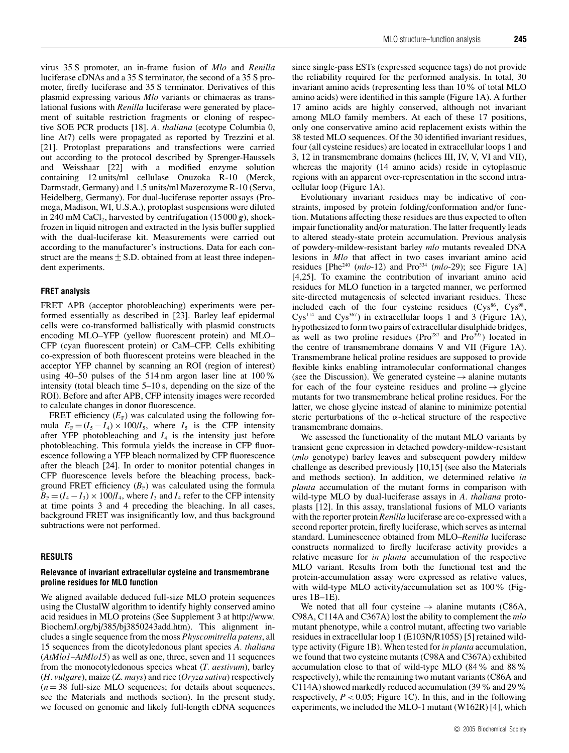virus 35 S promoter, an in-frame fusion of *Mlo* and *Renilla* luciferase cDNAs and a 35 S terminator, the second of a 35 S promoter, firefly luciferase and 35 S terminator. Derivatives of this plasmid expressing various *Mlo* variants or chimaeras as translational fusions with *Renilla* luciferase were generated by placement of suitable restriction fragments or cloning of respective SOE PCR products [18]. *A. thaliana* (ecotype Columbia 0, line At7) cells were propagated as reported by Trezzini et al. [21]. Protoplast preparations and transfections were carried out according to the protocol described by Sprenger-Haussels and Weisshaar [22] with a modified enzyme solution containing 12 units/ml cellulase Onuzoka R-10 (Merck, Darmstadt, Germany) and 1.5 units/ml Mazerozyme R-10 (Serva, Heidelberg, Germany). For dual-luciferase reporter assays (Promega, Madison, WI, U.S.A.), protoplast suspensions were diluted in 240 mM $CaCl_2$, harvested by centrifugation (15 000 ***g***), shock-frozen in liquid nitrogen and extracted in the lysis buffer supplied with the dual-luciferase kit. Measurements were carried out according to the manufacturer's instructions. Data for each construct are the means ± S.D. obtained from at least three independent experiments.

### FRET analysis

FRET APB (acceptor photobleaching) experiments were performed essentially as described in [23]. Barley leaf epidermal cells were co-transformed ballistically with plasmid constructs encoding MLO–YFP (yellow fluorescent protein) and MLO–CFP (cyan fluorescent protein) or CaM–CFP. Cells exhibiting co-expression of both fluorescent proteins were bleached in the acceptor YFP channel by scanning an ROI (region of interest) using 40–50 pulses of the 514 nm argon laser line at 100 % intensity (total bleach time 5–10 s, depending on the size of the ROI). Before and after APB, CFP intensity images were recorded to calculate changes in donor fluorescence.

FRET efficiency ($E_F$) was calculated using the following formula $E_F = (I_5 - I_4) \times 100/I_5$, where $I_5$ is the CFP intensity after YFP photobleaching and $I_4$ is the intensity just before photobleaching. This formula yields the increase in CFP fluorescence following a YFP bleach normalized by CFP fluorescence after the bleach [24]. In order to monitor potential changes in CFP fluorescence levels before the bleaching process, background FRET efficiency ($B_F$) was calculated using the formula $B_F = (I_4 - I_3) \times 100/I_4$, where $I_3$ and $I_4$ refer to the CFP intensity at time points 3 and 4 preceding the bleaching. In all cases, background FRET was insignificantly low, and thus background subtractions were not performed.

## RESULTS

### Relevance of invariant extracellular cysteine and transmembrane proline residues for MLO function

We aligned available deduced full-size MLO protein sequences using the ClustalW algorithm to identify highly conserved amino acid residues in MLO proteins (See Supplement 3 at http://www.BiochemJ.org/bj/385/bj3850243add.htm). This alignment includes a single sequence from the moss *Physcomitrella patens*, all 15 sequences from the dicotyledonous plant species *A. thaliana* (*AtMlo1*–*AtMlo15*) as well as one, three, seven and 11 sequences from the monocotyledonous species wheat (*T. aestivum*), barley (*H. vulgare*), maize (*Z. mays*) and rice (*Oryza sativa*) respectively ($n = 38$ full-size MLO sequences; for details about sequences, see the Materials and methods section). In the present study, we focused on genomic and likely full-length cDNA sequences since single-pass ESTs (expressed sequence tags) do not provide the reliability required for the performed analysis. In total, 30 invariant amino acids (representing less than 10 % of total MLO amino acids) were identified in this sample (Figure 1A). A further 17 amino acids are highly conserved, although not invariant among MLO family members. At each of these 17 positions, only one conservative amino acid replacement exists within the 38 tested MLO sequences. Of the 30 identified invariant residues, four (all cysteine residues) are located in extracellular loops 1 and 3, 12 in transmembrane domains (helices III, IV, V, VI and VII), whereas the majority (14 amino acids) reside in cytoplasmic regions with an apparent over-representation in the second intracellular loop (Figure 1A).

Evolutionary invariant residues may be indicative of constraints, imposed by protein folding/conformation and/or function. Mutations affecting these residues are thus expected to often impair functionality and/or maturation. The latter frequently leads to altered steady-state protein accumulation. Previous analysis of powdery-mildew-resistant barley *mlo* mutants revealed DNA lesions in *Mlo* that affect in two cases invariant amino acid residues [Phe[240] (*mlo*-12) and Pro[334] (*mlo*-29); see Figure 1A] [4,25]. To examine the contribution of invariant amino acid residues for MLO function in a targeted manner, we performed site-directed mutagenesis of selected invariant residues. These included each of the four cysteine residues (Cys[86], Cys[98], Cys[114] and Cys[367]) in extracellular loops 1 and 3 (Figure 1A), hypothesized to form two pairs of extracellular disulphide bridges, as well as two proline residues (Pro[287] and Pro[395]) located in the centre of transmembrane domains V and VII (Figure 1A). Transmembrane helical proline residues are supposed to provide flexible kinks enabling intramolecular conformational changes (see the Discussion). We generated cysteine → alanine mutants for each of the four cysteine residues and proline → glycine mutants for two transmembrane helical proline residues. For the latter, we chose glycine instead of alanine to minimize potential steric perturbations of the α-helical structure of the respective transmembrane domains.

We assessed the functionality of the mutant MLO variants by transient gene expression in detached powdery-mildew-resistant (*mlo* genotype) barley leaves and subsequent powdery mildew challenge as described previously [10,15] (see also the Materials and methods section). In addition, we determined relative *in planta* accumulation of the mutant forms in comparison with wild-type MLO by dual-luciferase assays in *A. thaliana* protoplasts [12]. In this assay, translational fusions of MLO variants with the reporter protein *Renilla* luciferase are co-expressed with a second reporter protein, firefly luciferase, which serves as internal standard. Luminescence obtained from MLO–*Renilla* luciferase constructs normalized to firefly luciferase activity provides a relative measure for *in planta* accumulation of the respective MLO variant. Results from both the functional test and the protein-accumulation assay were expressed as relative values, with wild-type MLO activity/accumulation set as 100 % (Figures 1B–1E).

We noted that all four cysteine → alanine mutants (C86A, C98A, C114A and C367A) lost the ability to complement the *mlo* mutant phenotype, while a control mutant, affecting two variable residues in extracellular loop 1 (E103N/R105S) [5] retained wild-type activity (Figure 1B). When tested for *in planta* accumulation, we found that two cysteine mutants (C98A and C367A) exhibited accumulation close to that of wild-type MLO (84 % and 88 % respectively), while the remaining two mutant variants (C86A and C114A) showed markedly reduced accumulation (39 % and 29 % respectively, $P < 0.05$; Figure 1C). In this, and in the following experiments, we included the MLO-1 mutant (W162R) [4], which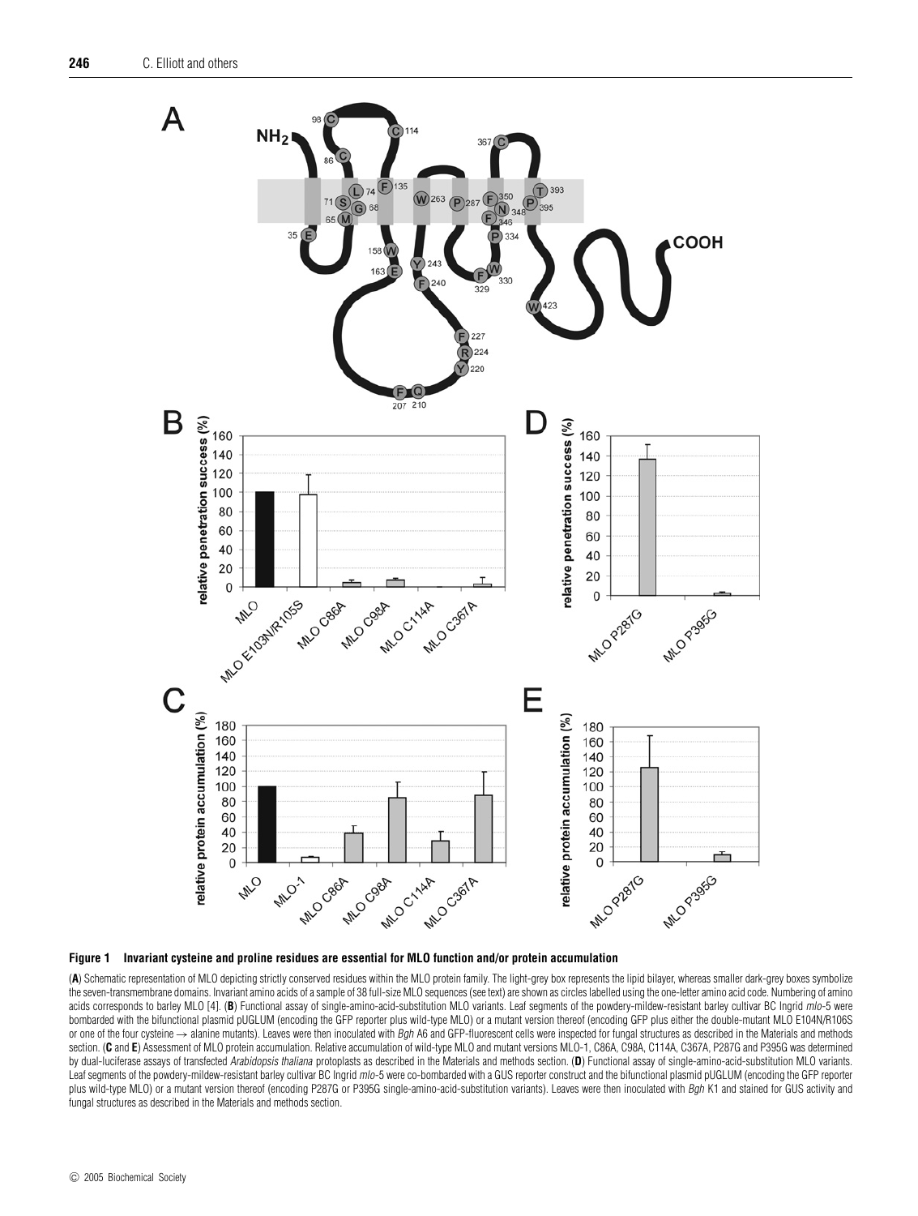**Figure 1 Invariant cysteine and proline residues are essential for MLO function and/or protein accumulation**

(**A**) Schematic representation of MLO depicting strictly conserved residues within the MLO protein family. The light-grey box represents the lipid bilayer, whereas smaller dark-grey boxes symbolize the seven-transmembrane domains. Invariant amino acids of a sample of 38 full-size MLO sequences (see text) are shown as circles labelled using the one-letter amino acid code. Numbering of amino acids corresponds to barley MLO [4]. (**B**) Functional assay of single-amino-acid-substitution MLO variants. Leaf segments of the powdery-mildew-resistant barley cultivar BC Ingrid *mlo*-5 were bombarded with the bifunctional plasmid pUGLUM (encoding the GFP reporter plus wild-type MLO) or a mutant version thereof (encoding GFP plus either the double-mutant MLO E104N/R106S or one of the four cysteine → alanine mutants). Leaves were then inoculated with *Bgh* A6 and GFP-fluorescent cells were inspected for fungal structures as described in the Materials and methods section. (**C** and **E**) Assessment of MLO protein accumulation. Relative accumulation of wild-type MLO and mutant versions MLO-1, C86A, C98A, C114A, C367A, P287G and P395G was determined by dual-luciferase assays of transfected *Arabidopsis thaliana* protoplasts as described in the Materials and methods section. (**D**) Functional assay of single-amino-acid-substitution MLO variants. Leaf segments of the powdery-mildew-resistant barley cultivar BC Ingrid *mlo*-5 were co-bombarded with a GUS reporter construct and the bifunctional plasmid pUGLUM (encoding the GFP reporter plus wild-type MLO) or a mutant version thereof (encoding P287G or P395G single-amino-acid-substitution variants). Leaves were then inoculated with *Bgh* K1 and stained for GUS activity and fungal structures as described in the Materials and methods section.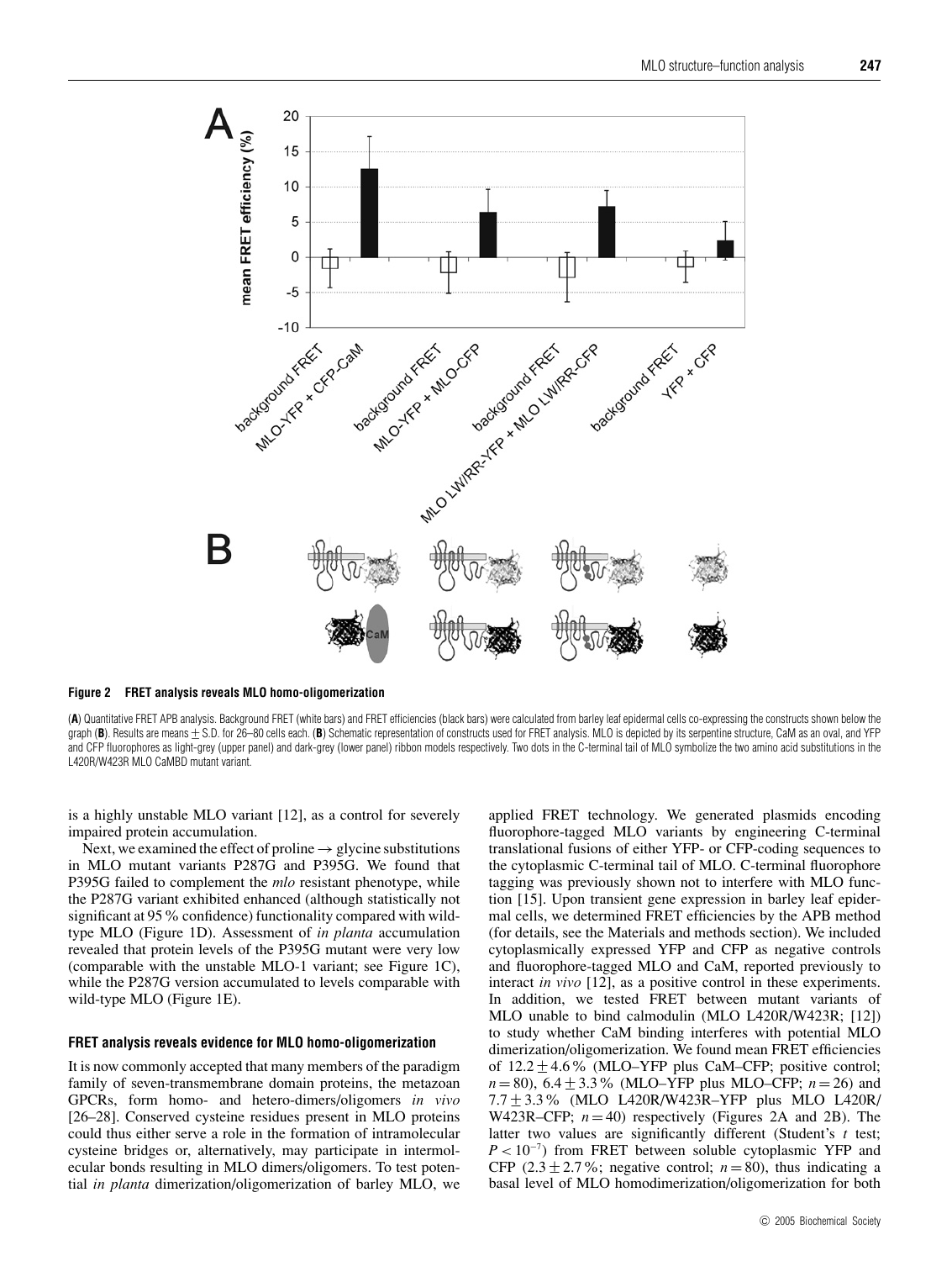**Figure 2 FRET analysis reveals MLO homo-oligomerization**

(**A**) Quantitative FRET APB analysis. Background FRET (white bars) and FRET efficiencies (black bars) were calculated from barley leaf epidermal cells co-expressing the constructs shown below the graph (**B**). Results are means ± S.D. for 26–80 cells each. (**B**) Schematic representation of constructs used for FRET analysis. MLO is depicted by its serpentine structure, CaM as an oval, and YFP and CFP fluorophores as light-grey (upper panel) and dark-grey (lower panel) ribbon models respectively. Two dots in the C-terminal tail of MLO symbolize the two amino acid substitutions in the L420R/W423R MLO CaMBD mutant variant.

is a highly unstable MLO variant [12], as a control for severely impaired protein accumulation.

Next, we examined the effect of proline → glycine substitutions in MLO mutant variants P287G and P395G. We found that P395G failed to complement the *mlo* resistant phenotype, while the P287G variant exhibited enhanced (although statistically not significant at 95 % confidence) functionality compared with wild-type MLO (Figure 1D). Assessment of *in planta* accumulation revealed that protein levels of the P395G mutant were very low (comparable with the unstable MLO-1 variant; see Figure 1C), while the P287G version accumulated to levels comparable with wild-type MLO (Figure 1E).

### FRET analysis reveals evidence for MLO homo-oligomerization

It is now commonly accepted that many members of the paradigm family of seven-transmembrane domain proteins, the metazoan GPCRs, form homo- and hetero-dimers/oligomers *in vivo* [26–28]. Conserved cysteine residues present in MLO proteins could thus either serve a role in the formation of intramolecular cysteine bridges or, alternatively, may participate in intermolecular bonds resulting in MLO dimers/oligomers. To test potential *in planta* dimerization/oligomerization of barley MLO, we applied FRET technology. We generated plasmids encoding fluorophore-tagged MLO variants by engineering C-terminal translational fusions of either YFP- or CFP-coding sequences to the cytoplasmic C-terminal tail of MLO. C-terminal fluorophore tagging was previously shown not to interfere with MLO function [15]. Upon transient gene expression in barley leaf epidermal cells, we determined FRET efficiencies by the APB method (for details, see the Materials and methods section). We included cytoplasmically expressed YFP and CFP as negative controls and fluorophore-tagged MLO and CaM, reported previously to interact *in vivo* [12], as a positive control in these experiments. In addition, we tested FRET between mutant variants of MLO unable to bind calmodulin (MLO L420R/W423R; [12]) to study whether CaM binding interferes with potential MLO dimerization/oligomerization. We found mean FRET efficiencies of 12.2 ± 4.6 % (MLO–YFP plus CaM–CFP; positive control; $n = 80$), 6.4 ± 3.3 % (MLO–YFP plus MLO–CFP; $n = 26$) and 7.7 ± 3.3 % (MLO L420R/W423R–YFP plus MLO L420R/W423R–CFP; $n = 40$) respectively (Figures 2A and 2B). The latter two values are significantly different (Student's $t$ test; $P < 10^{-7}$) from FRET between soluble cytoplasmic YFP and CFP (2.3 ± 2.7 %; negative control; $n = 80$), thus indicating a basal level of MLO homodimerization/oligomerization for both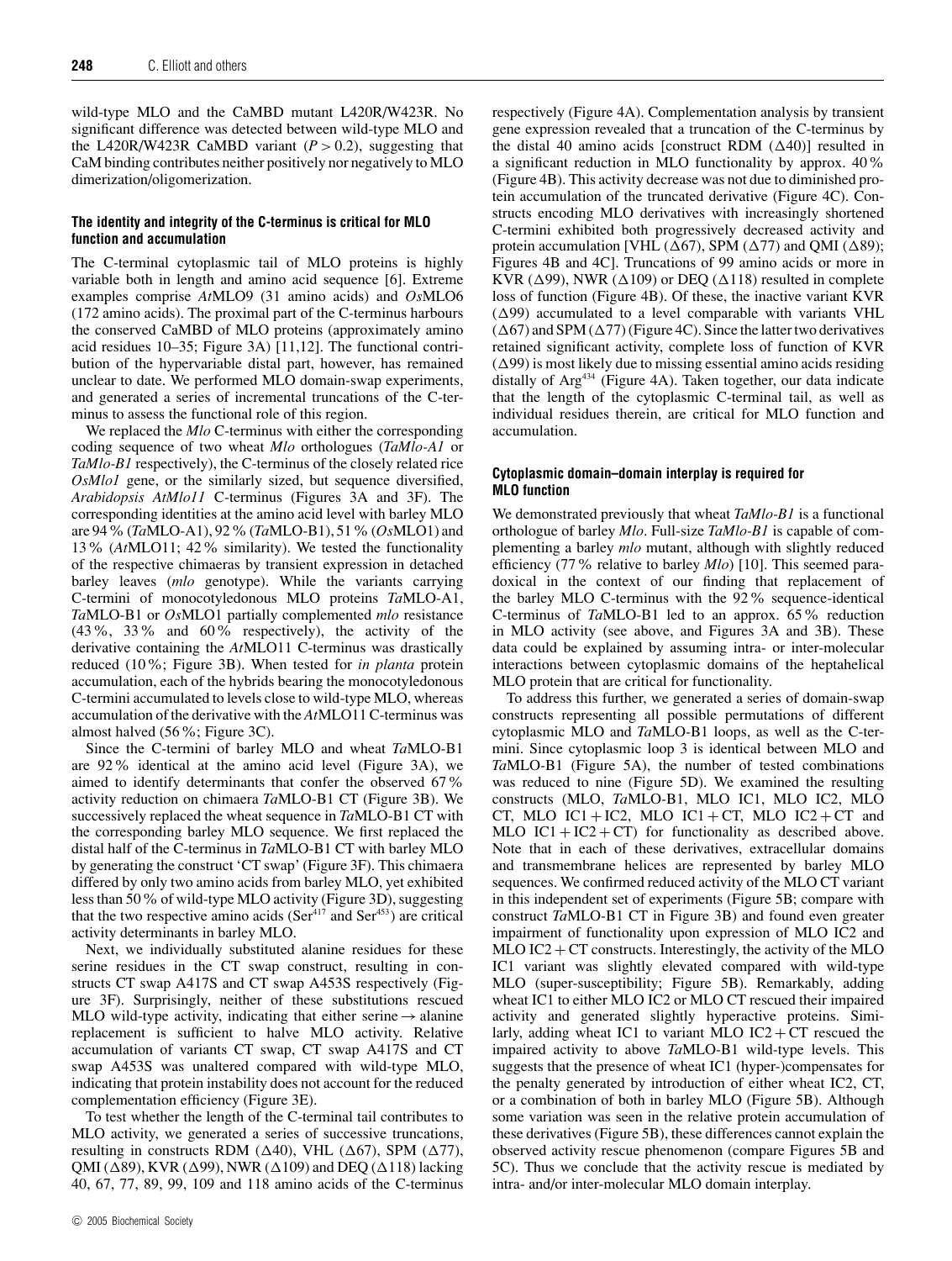wild-type MLO and the CaMBD mutant L420R/W423R. No significant difference was detected between wild-type MLO and the L420R/W423R CaMBD variant ($P > 0.2$), suggesting that CaM binding contributes neither positively nor negatively to MLO dimerization/oligomerization.

#### The identity and integrity of the C-terminus is critical for MLO function and accumulation

The C-terminal cytoplasmic tail of MLO proteins is highly variable both in length and amino acid sequence [6]. Extreme examples comprise *At*MLO9 (31 amino acids) and *Os*MLO6 (172 amino acids). The proximal part of the C-terminus harbours the conserved CaMBD of MLO proteins (approximately amino acid residues 10–35; Figure 3A) [11,12]. The functional contribution of the hypervariable distal part, however, has remained unclear to date. We performed MLO domain-swap experiments, and generated a series of incremental truncations of the C-terminus to assess the functional role of this region.

We replaced the *Mlo* C-terminus with either the corresponding coding sequence of two wheat *Mlo* orthologues (*TaMlo-A1* or *TaMlo-B1* respectively), the C-terminus of the closely related rice *OsMlo1* gene, or the similarly sized, but sequence diversified, *Arabidopsis AtMlo11* C-terminus (Figures 3A and 3F). The corresponding identities at the amino acid level with barley MLO are 94 % (*Ta*MLO-A1), 92 % (*Ta*MLO-B1), 51 % (*Os*MLO1) and 13 % (*At*MLO11; 42 % similarity). We tested the functionality of the respective chimaeras by transient expression in detached barley leaves (*mlo* genotype). While the variants carrying C-termini of monocotyledonous MLO proteins *Ta*MLO-A1, *Ta*MLO-B1 or *Os*MLO1 partially complemented *mlo* resistance (43 %, 33 % and 60 % respectively), the activity of the derivative containing the *At*MLO11 C-terminus was drastically reduced (10 %; Figure 3B). When tested for *in planta* protein accumulation, each of the hybrids bearing the monocotyledonous C-termini accumulated to levels close to wild-type MLO, whereas accumulation of the derivative with the *At*MLO11 C-terminus was almost halved (56 %; Figure 3C).

Since the C-termini of barley MLO and wheat *Ta*MLO-B1 are 92 % identical at the amino acid level (Figure 3A), we aimed to identify determinants that confer the observed 67 % activity reduction on chimaera *Ta*MLO-B1 CT (Figure 3B). We successively replaced the wheat sequence in *Ta*MLO-B1 CT with the corresponding barley MLO sequence. We first replaced the distal half of the C-terminus in *Ta*MLO-B1 CT with barley MLO by generating the construct 'CT swap' (Figure 3F). This chimaera differed by only two amino acids from barley MLO, yet exhibited less than 50 % of wild-type MLO activity (Figure 3D), suggesting that the two respective amino acids ($Ser^{417}$ and $Ser^{453}$) are critical activity determinants in barley MLO.

Next, we individually substituted alanine residues for these serine residues in the CT swap construct, resulting in constructs CT swap A417S and CT swap A453S respectively (Figure 3F). Surprisingly, neither of these substitutions rescued MLO wild-type activity, indicating that either serine → alanine replacement is sufficient to halve MLO activity. Relative accumulation of variants CT swap, CT swap A417S and CT swap A453S was unaltered compared with wild-type MLO, indicating that protein instability does not account for the reduced complementation efficiency (Figure 3E).

To test whether the length of the C-terminal tail contributes to MLO activity, we generated a series of successive truncations, resulting in constructs RDM (Δ40), VHL (Δ67), SPM (Δ77), QMI (Δ89), KVR (Δ99), NWR (Δ109) and DEQ (Δ118) lacking 40, 67, 77, 89, 99, 109 and 118 amino acids of the C-terminus respectively (Figure 4A). Complementation analysis by transient gene expression revealed that a truncation of the C-terminus by the distal 40 amino acids [construct RDM (Δ40)] resulted in a significant reduction in MLO functionality by approx. 40 % (Figure 4B). This activity decrease was not due to diminished protein accumulation of the truncated derivative (Figure 4C). Constructs encoding MLO derivatives with increasingly shortened C-termini exhibited both progressively decreased activity and protein accumulation [VHL (Δ67), SPM (Δ77) and QMI (Δ89); Figures 4B and 4C]. Truncations of 99 amino acids or more in KVR (Δ99), NWR (Δ109) or DEQ (Δ118) resulted in complete loss of function (Figure 4B). Of these, the inactive variant KVR (Δ99) accumulated to a level comparable with variants VHL (Δ67) and SPM (Δ77) (Figure 4C). Since the latter two derivatives retained significant activity, complete loss of function of KVR (Δ99) is most likely due to missing essential amino acids residing distally of $Arg^{434}$ (Figure 4A). Taken together, our data indicate that the length of the cytoplasmic C-terminal tail, as well as individual residues therein, are critical for MLO function and accumulation.

#### Cytoplasmic domain–domain interplay is required for MLO function

We demonstrated previously that wheat *TaMlo-B1* is a functional orthologue of barley *Mlo*. Full-size *TaMlo-B1* is capable of complementing a barley *mlo* mutant, although with slightly reduced efficiency (77 % relative to barley *Mlo*) [10]. This seemed paradoxical in the context of our finding that replacement of the barley MLO C-terminus with the 92 % sequence-identical C-terminus of *Ta*MLO-B1 led to an approx. 65 % reduction in MLO activity (see above, and Figures 3A and 3B). These data could be explained by assuming intra- or inter-molecular interactions between cytoplasmic domains of the heptahelical MLO protein that are critical for functionality.

To address this further, we generated a series of domain-swap constructs representing all possible permutations of different cytoplasmic MLO and *Ta*MLO-B1 loops, as well as the C-termini. Since cytoplasmic loop 3 is identical between MLO and *Ta*MLO-B1 (Figure 5A), the number of tested combinations was reduced to nine (Figure 5D). We examined the resulting constructs (MLO, *Ta*MLO-B1, MLO IC1, MLO IC2, MLO CT, MLO IC1 + IC2, MLO IC1 + CT, MLO IC2 + CT and MLO IC1 + IC2 + CT) for functionality as described above. Note that in each of these derivatives, extracellular domains and transmembrane helices are represented by barley MLO sequences. We confirmed reduced activity of the MLO CT variant in this independent set of experiments (Figure 5B; compare with construct *Ta*MLO-B1 CT in Figure 3B) and found even greater impairment of functionality upon expression of MLO IC2 and MLO IC2 + CT constructs. Interestingly, the activity of the MLO IC1 variant was slightly elevated compared with wild-type MLO (super-susceptibility; Figure 5B). Remarkably, adding wheat IC1 to either MLO IC2 or MLO CT rescued their impaired activity and generated slightly hyperactive proteins. Similarly, adding wheat IC1 to variant MLO IC2 + CT rescued the impaired activity to above *Ta*MLO-B1 wild-type levels. This suggests that the presence of wheat IC1 (hyper-)compensates for the penalty generated by introduction of either wheat IC2, CT, or a combination of both in barley MLO (Figure 5B). Although some variation was seen in the relative protein accumulation of these derivatives (Figure 5B), these differences cannot explain the observed activity rescue phenomenon (compare Figures 5B and 5C). Thus we conclude that the activity rescue is mediated by intra- and/or inter-molecular MLO domain interplay.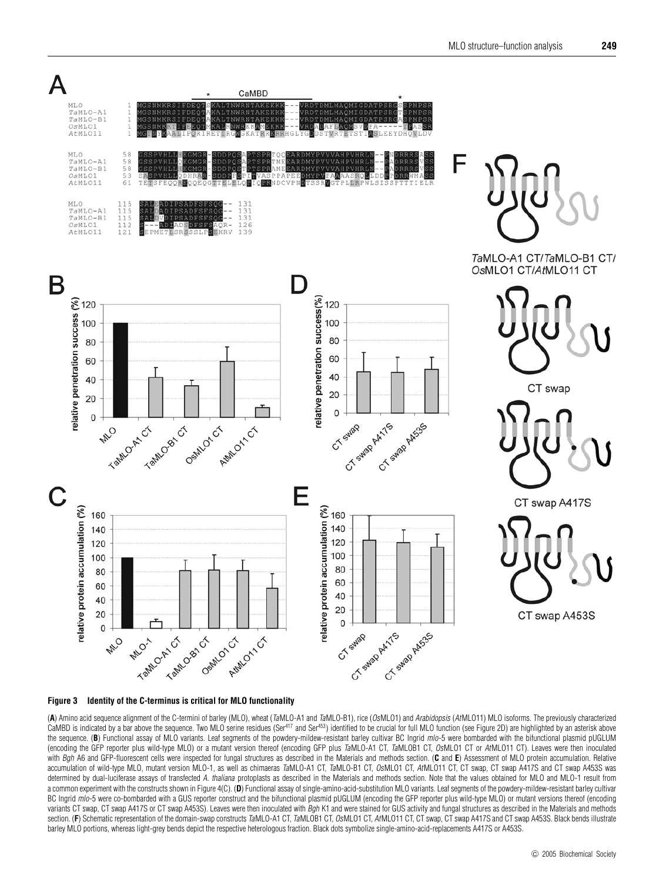**Figure 3  Identity of the C-terminus is critical for MLO functionality**

(**A**) Amino acid sequence alignment of the C-termini of barley (MLO), wheat (*Ta*MLO-A1 and *Ta*MLO-B1), rice (*Os*MLO1) and *Arabidopsis* (*At*MLO11) MLO isoforms. The previously characterized CaMBD is indicated by a bar above the sequence. Two MLO serine residues (Ser[417] and Ser[453]) identified to be crucial for full MLO function (see Figure 2D) are highlighted by an asterisk above the sequence. (**B**) Functional assay of MLO variants. Leaf segments of the powdery-mildew-resistant barley cultivar BC Ingrid *mlo*-5 were bombarded with the bifunctional plasmid pUGLUM (encoding the GFP reporter plus wild-type MLO) or a mutant version thereof (encoding GFP plus *Ta*MLO-A1 CT, *Ta*MLOB1 CT, *Os*MLO1 CT or *At*MLO11 CT). Leaves were then inoculated with *Bgh* A6 and GFP-fluorescent cells were inspected for fungal structures as described in the Materials and methods section. (**C** and **E**) Assessment of MLO protein accumulation. Relative accumulation of wild-type MLO, mutant version MLO-1, as well as chimaeras *Ta*MLO-A1 CT, *Ta*MLO-B1 CT, *Os*MLO1 CT, *At*MLO11 CT, CT swap, CT swap A417S and CT swap A453S was determined by dual-luciferase assays of transfected *A. thaliana* protoplasts as described in the Materials and methods section. Note that the values obtained for MLO and MLO-1 result from a common experiment with the constructs shown in Figure 4(C). (**D**) Functional assay of single-amino-acid-substitution MLO variants. Leaf segments of the powdery-mildew-resistant barley cultivar BC Ingrid *mlo*-5 were co-bombarded with a GUS reporter construct and the bifunctional plasmid pUGLUM (encoding the GFP reporter plus wild-type MLO) or mutant versions thereof (encoding variants CT swap, CT swap A417S or CT swap A453S). Leaves were then inoculated with *Bgh* K1 and were stained for GUS activity and fungal structures as described in the Materials and methods section. (**F**) Schematic representation of the domain-swap constructs *Ta*MLO-A1 CT, *Ta*MLOB1 CT, *Os*MLO1 CT, *At*MLO11 CT, CT swap, CT swap A417S and CT swap A453S. Black bends illustrate barley MLO portions, whereas light-grey bends depict the respective heterologous fraction. Black dots symbolize single-amino-acid-replacements A417S or A453S.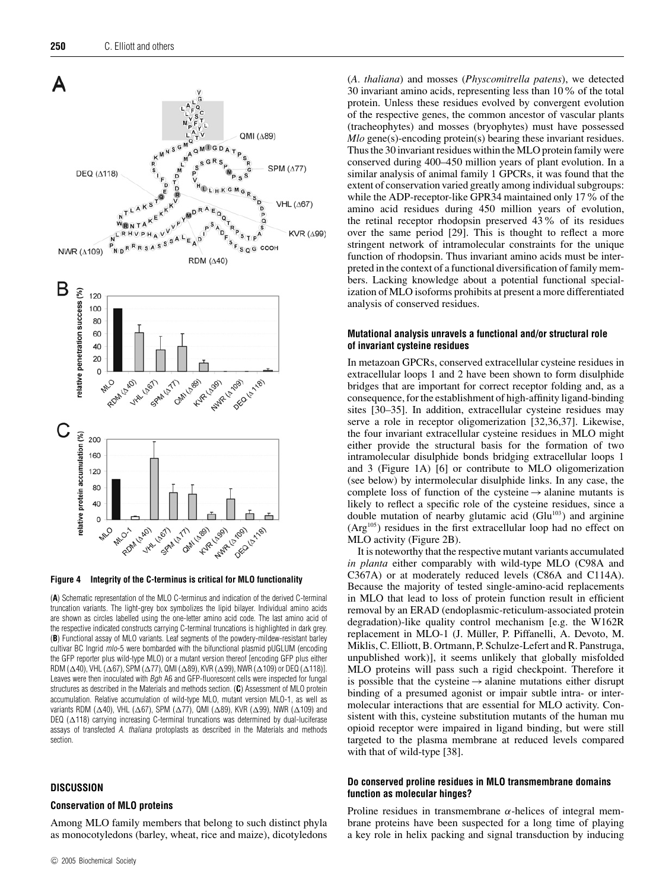**Figure 4 Integrity of the C-terminus is critical for MLO functionality**

(**A**) Schematic representation of the MLO C-terminus and indication of the derived C-terminal truncation variants. The light-grey box symbolizes the lipid bilayer. Individual amino acids are shown as circles labelled using the one-letter amino acid code. The last amino acid of the respective indicated constructs carrying C-terminal truncations is highlighted in dark grey. (**B**) Functional assay of MLO variants. Leaf segments of the powdery-mildew-resistant barley cultivar BC Ingrid *mlo*-5 were bombarded with the bifunctional plasmid pUGLUM (encoding the GFP reporter plus wild-type MLO) or a mutant version thereof [encoding GFP plus either RDM (Δ40), VHL (Δ67), SPM (Δ77), QMI (Δ89), KVR (Δ99), NWR (Δ109) or DEQ (Δ118)]. Leaves were then inoculated with *Bgh* A6 and GFP-fluorescent cells were inspected for fungal structures as described in the Materials and methods section. (**C**) Assessment of MLO protein accumulation. Relative accumulation of wild-type MLO, mutant version MLO-1, as well as variants RDM (Δ40), VHL (Δ67), SPM (Δ77), QMI (Δ89), KVR (Δ99), NWR (Δ109) and DEQ (Δ118) carrying increasing C-terminal truncations was determined by dual-luciferase assays of transfected *A. thaliana* protoplasts as described in the Materials and methods section.

## DISCUSSION

### Conservation of MLO proteins

Among MLO family members that belong to such distinct phyla as monocotyledons (barley, wheat, rice and maize), dicotyledons (*A. thaliana*) and mosses (*Physcomitrella patens*), we detected 30 invariant amino acids, representing less than 10 % of the total protein. Unless these residues evolved by convergent evolution of the respective genes, the common ancestor of vascular plants (tracheophytes) and mosses (bryophytes) must have possessed *Mlo* gene(s)-encoding protein(s) bearing these invariant residues. Thus the 30 invariant residues within the MLO protein family were conserved during 400–450 million years of plant evolution. In a similar analysis of animal family 1 GPCRs, it was found that the extent of conservation varied greatly among individual subgroups: while the ADP-receptor-like GPR34 maintained only 17 % of the amino acid residues during 450 million years of evolution, the retinal receptor rhodopsin preserved 43 % of its residues over the same period [29]. This is thought to reflect a more stringent network of intramolecular constraints for the unique function of rhodopsin. Thus invariant amino acids must be interpreted in the context of a functional diversification of family members. Lacking knowledge about a potential functional specialization of MLO isoforms prohibits at present a more differentiated analysis of conserved residues.

### Mutational analysis unravels a functional and/or structural role of invariant cysteine residues

In metazoan GPCRs, conserved extracellular cysteine residues in extracellular loops 1 and 2 have been shown to form disulphide bridges that are important for correct receptor folding and, as a consequence, for the establishment of high-affinity ligand-binding sites [30–35]. In addition, extracellular cysteine residues may serve a role in receptor oligomerization [32,36,37]. Likewise, the four invariant extracellular cysteine residues in MLO might either provide the structural basis for the formation of two intramolecular disulphide bonds bridging extracellular loops 1 and 3 (Figure 1A) [6] or contribute to MLO oligomerization (see below) by intermolecular disulphide links. In any case, the complete loss of function of the cysteine → alanine mutants is likely to reflect a specific role of the cysteine residues, since a double mutation of nearby glutamic acid (Glu[103]) and arginine (Arg[105]) residues in the first extracellular loop had no effect on MLO activity (Figure 2B).

It is noteworthy that the respective mutant variants accumulated *in planta* either comparably with wild-type MLO (C98A and C367A) or at moderately reduced levels (C86A and C114A). Because the majority of tested single-amino-acid replacements in MLO that lead to loss of protein function result in efficient removal by an ERAD (endoplasmic-reticulum-associated protein degradation)-like quality control mechanism [e.g. the W162R replacement in MLO-1 (J. Müller, P. Piffanelli, A. Devoto, M. Miklis, C. Elliott, B. Ortmann, P. Schulze-Lefert and R. Panstruga, unpublished work)], it seems unlikely that globally misfolded MLO proteins will pass such a rigid checkpoint. Therefore it is possible that the cysteine → alanine mutations either disrupt binding of a presumed agonist or impair subtle intra- or intermolecular interactions that are essential for MLO activity. Consistent with this, cysteine substitution mutants of the human mu opioid receptor were impaired in ligand binding, but were still targeted to the plasma membrane at reduced levels compared with that of wild-type [38].

### Do conserved proline residues in MLO transmembrane domains function as molecular hinges?

Proline residues in transmembrane $\alpha$-helices of integral membrane proteins have been suspected for a long time of playing a key role in helix packing and signal transduction by inducing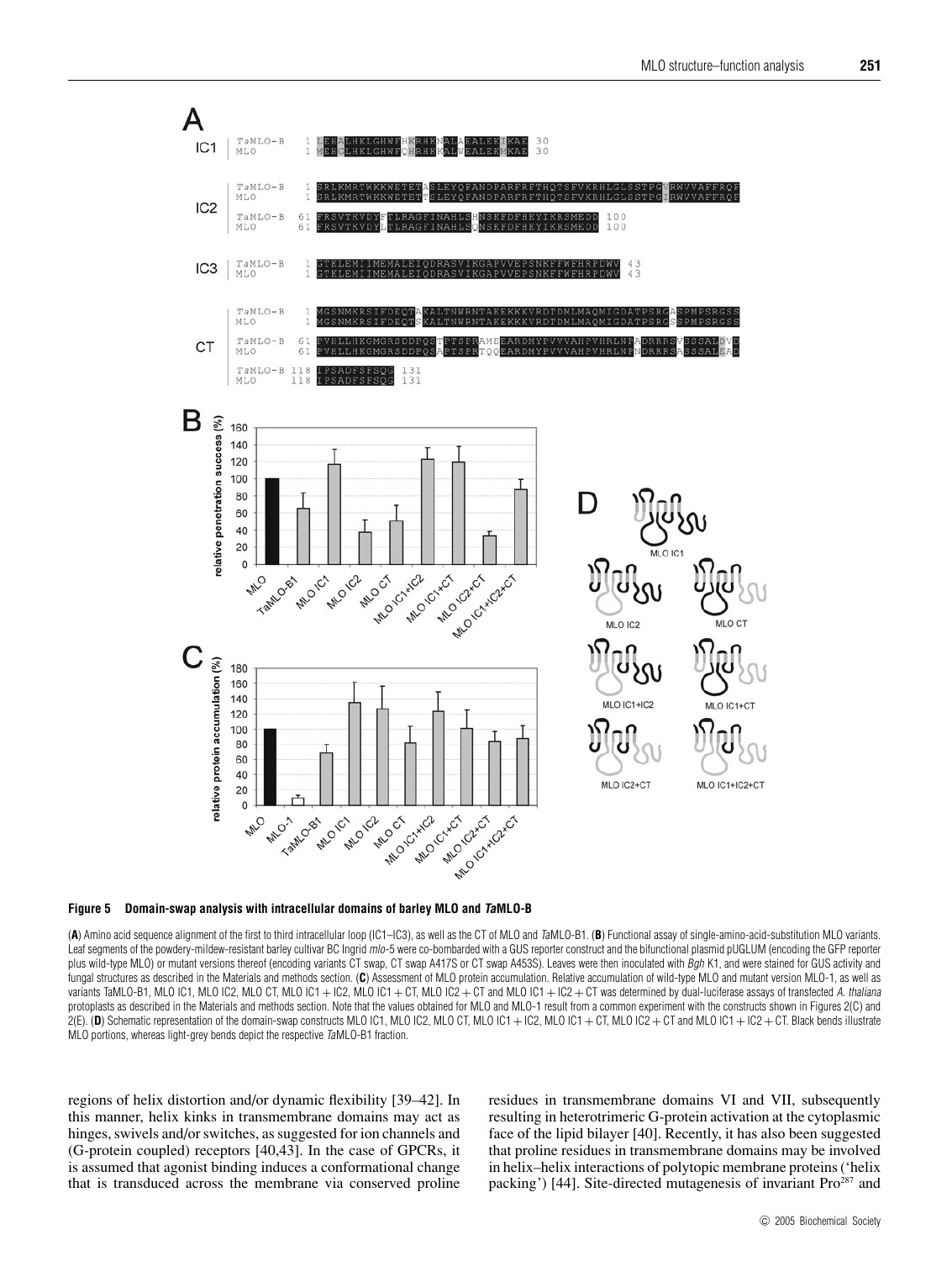**Figure 5 Domain-swap analysis with intracellular domains of barley MLO and *Ta*MLO-B**

(**A**) Amino acid sequence alignment of the first to third intracellular loop (IC1–IC3), as well as the CT of MLO and *Ta*MLO-B1. (**B**) Functional assay of single-amino-acid-substitution MLO variants. Leaf segments of the powdery-mildew-resistant barley cultivar BC Ingrid *mlo*-5 were co-bombarded with a GUS reporter construct and the bifunctional plasmid pUGLUM (encoding the GFP reporter plus wild-type MLO) or mutant versions thereof (encoding variants CT swap, CT swap A417S or CT swap A453S). Leaves were then inoculated with *Bgh* K1, and were stained for GUS activity and fungal structures as described in the Materials and methods section. (**C**) Assessment of MLO protein accumulation. Relative accumulation of wild-type MLO and mutant version MLO-1, as well as variants TaMLO-B1, MLO IC1, MLO IC2, MLO CT, MLO IC1 + IC2, MLO IC1 + CT, MLO IC2 + CT and MLO IC1 + IC2 + CT was determined by dual-luciferase assays of transfected *A. thaliana* protoplasts as described in the Materials and methods section. Note that the values obtained for MLO and MLO-1 result from a common experiment with the constructs shown in Figures 2(C) and 2(E). (**D**) Schematic representation of the domain-swap constructs MLO IC1, MLO IC2, MLO CT, MLO IC1 + IC2, MLO IC1 + CT, MLO IC2 + CT and MLO IC1 + IC2 + CT. Black bends illustrate MLO portions, whereas light-grey bends depict the respective *Ta*MLO-B1 fraction.

regions of helix distortion and/or dynamic flexibility [39–42]. In this manner, helix kinks in transmembrane domains may act as hinges, swivels and/or switches, as suggested for ion channels and (G-protein coupled) receptors [40,43]. In the case of GPCRs, it is assumed that agonist binding induces a conformational change that is transduced across the membrane via conserved proline residues in transmembrane domains VI and VII, subsequently resulting in heterotrimeric G-protein activation at the cytoplasmic face of the lipid bilayer [40]. Recently, it has also been suggested that proline residues in transmembrane domains may be involved in helix–helix interactions of polytopic membrane proteins ('helix packing') [44]. Site-directed mutagenesis of invariant Pro$^{287}$ and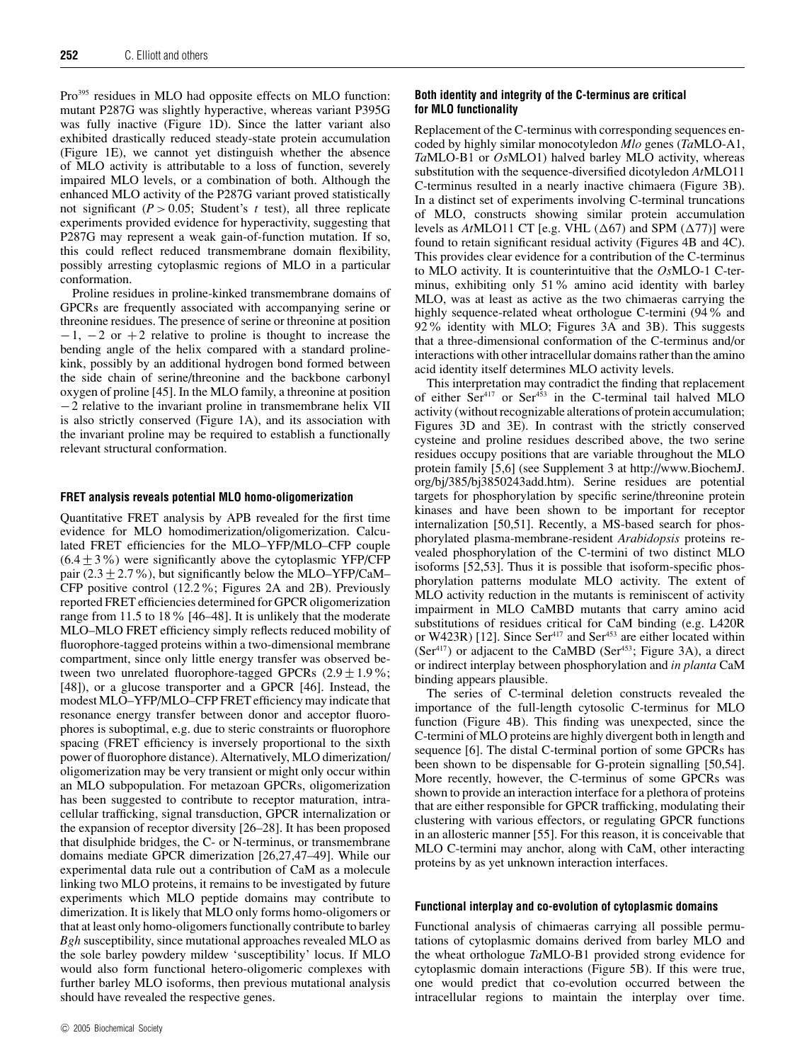Pro[395] residues in MLO had opposite effects on MLO function: mutant P287G was slightly hyperactive, whereas variant P395G was fully inactive (Figure 1D). Since the latter variant also exhibited drastically reduced steady-state protein accumulation (Figure 1E), we cannot yet distinguish whether the absence of MLO activity is attributable to a loss of function, severely impaired MLO levels, or a combination of both. Although the enhanced MLO activity of the P287G variant proved statistically not significant ($P > 0.05$; Student's $t$ test), all three replicate experiments provided evidence for hyperactivity, suggesting that P287G may represent a weak gain-of-function mutation. If so, this could reflect reduced transmembrane domain flexibility, possibly arresting cytoplasmic regions of MLO in a particular conformation.

Proline residues in proline-kinked transmembrane domains of GPCRs are frequently associated with accompanying serine or threonine residues. The presence of serine or threonine at position $-1$, $-2$ or $+2$ relative to proline is thought to increase the bending angle of the helix compared with a standard proline-kink, possibly by an additional hydrogen bond formed between the side chain of serine/threonine and the backbone carbonyl oxygen of proline [45]. In the MLO family, a threonine at position $-2$ relative to the invariant proline in transmembrane helix VII is also strictly conserved (Figure 1A), and its association with the invariant proline may be required to establish a functionally relevant structural conformation.

### FRET analysis reveals potential MLO homo-oligomerization

Quantitative FRET analysis by APB revealed for the first time evidence for MLO homodimerization/oligomerization. Calculated FRET efficiencies for the MLO–YFP/MLO–CFP couple ($6.4 \pm 3$%) were significantly above the cytoplasmic YFP/CFP pair ($2.3 \pm 2.7$%), but significantly below the MLO–YFP/CaM–CFP positive control (12.2%; Figures 2A and 2B). Previously reported FRET efficiencies determined for GPCR oligomerization range from 11.5 to 18% [46–48]. It is unlikely that the moderate MLO–MLO FRET efficiency simply reflects reduced mobility of fluorophore-tagged proteins within a two-dimensional membrane compartment, since only little energy transfer was observed between two unrelated fluorophore-tagged GPCRs ($2.9 \pm 1.9$%; [48]), or a glucose transporter and a GPCR [46]. Instead, the modest MLO–YFP/MLO–CFP FRET efficiency may indicate that resonance energy transfer between donor and acceptor fluorophores is suboptimal, e.g. due to steric constraints or fluorophore spacing (FRET efficiency is inversely proportional to the sixth power of fluorophore distance). Alternatively, MLO dimerization/oligomerization may be very transient or might only occur within an MLO subpopulation. For metazoan GPCRs, oligomerization has been suggested to contribute to receptor maturation, intracellular trafficking, signal transduction, GPCR internalization or the expansion of receptor diversity [26–28]. It has been proposed that disulphide bridges, the C- or N-terminus, or transmembrane domains mediate GPCR dimerization [26,27,47–49]. While our experimental data rule out a contribution of CaM as a molecule linking two MLO proteins, it remains to be investigated by future experiments which MLO peptide domains may contribute to dimerization. It is likely that MLO only forms homo-oligomers or that at least only homo-oligomers functionally contribute to barley *Bgh* susceptibility, since mutational approaches revealed MLO as the sole barley powdery mildew 'susceptibility' locus. If MLO would also form functional hetero-oligomeric complexes with further barley MLO isoforms, then previous mutational analysis should have revealed the respective genes.

### Both identity and integrity of the C-terminus are critical for MLO functionality

Replacement of the C-terminus with corresponding sequences encoded by highly similar monocotyledon *Mlo* genes (*Ta*MLO-A1, *Ta*MLO-B1 or *Os*MLO1) halved barley MLO activity, whereas substitution with the sequence-diversified dicotyledon *At*MLO11 C-terminus resulted in a nearly inactive chimaera (Figure 3B). In a distinct set of experiments involving C-terminal truncations of MLO, constructs showing similar protein accumulation levels as *At*MLO11 CT [e.g. VHL ($\Delta$67) and SPM ($\Delta$77)] were found to retain significant residual activity (Figures 4B and 4C). This provides clear evidence for a contribution of the C-terminus to MLO activity. It is counterintuitive that the *Os*MLO-1 C-terminus, exhibiting only 51% amino acid identity with barley MLO, was at least as active as the two chimaeras carrying the highly sequence-related wheat orthologue C-termini (94% and 92% identity with MLO; Figures 3A and 3B). This suggests that a three-dimensional conformation of the C-terminus and/or interactions with other intracellular domains rather than the amino acid identity itself determines MLO activity levels.

This interpretation may contradict the finding that replacement of either Ser[417] or Ser[453] in the C-terminal tail halved MLO activity (without recognizable alterations of protein accumulation; Figures 3D and 3E). In contrast with the strictly conserved cysteine and proline residues described above, the two serine residues occupy positions that are variable throughout the MLO protein family [5,6] (see Supplement 3 at http://www.BiochemJ.org/bj/385/bj3850243add.htm). Serine residues are potential targets for phosphorylation by specific serine/threonine protein kinases and have been shown to be important for receptor internalization [50,51]. Recently, a MS-based search for phosphorylated plasma-membrane-resident *Arabidopsis* proteins revealed phosphorylation of the C-termini of two distinct MLO isoforms [52,53]. Thus it is possible that isoform-specific phosphorylation patterns modulate MLO activity. The extent of MLO activity reduction in the mutants is reminiscent of activity impairment in MLO CaMBD mutants that carry amino acid substitutions of residues critical for CaM binding (e.g. L420R or W423R) [12]. Since Ser[417] and Ser[453] are either located within (Ser[417]) or adjacent to the CaMBD (Ser[453]; Figure 3A), a direct or indirect interplay between phosphorylation and *in planta* CaM binding appears plausible.

The series of C-terminal deletion constructs revealed the importance of the full-length cytosolic C-terminus for MLO function (Figure 4B). This finding was unexpected, since the C-termini of MLO proteins are highly divergent both in length and sequence [6]. The distal C-terminal portion of some GPCRs has been shown to be dispensable for G-protein signalling [50,54]. More recently, however, the C-terminus of some GPCRs was shown to provide an interaction interface for a plethora of proteins that are either responsible for GPCR trafficking, modulating their clustering with various effectors, or regulating GPCR functions in an allosteric manner [55]. For this reason, it is conceivable that MLO C-termini may anchor, along with CaM, other interacting proteins by as yet unknown interaction interfaces.

### Functional interplay and co-evolution of cytoplasmic domains

Functional analysis of chimaeras carrying all possible permutations of cytoplasmic domains derived from barley MLO and the wheat orthologue *Ta*MLO-B1 provided strong evidence for cytoplasmic domain interactions (Figure 5B). If this were true, one would predict that co-evolution occurred between the intracellular regions to maintain the interplay over time.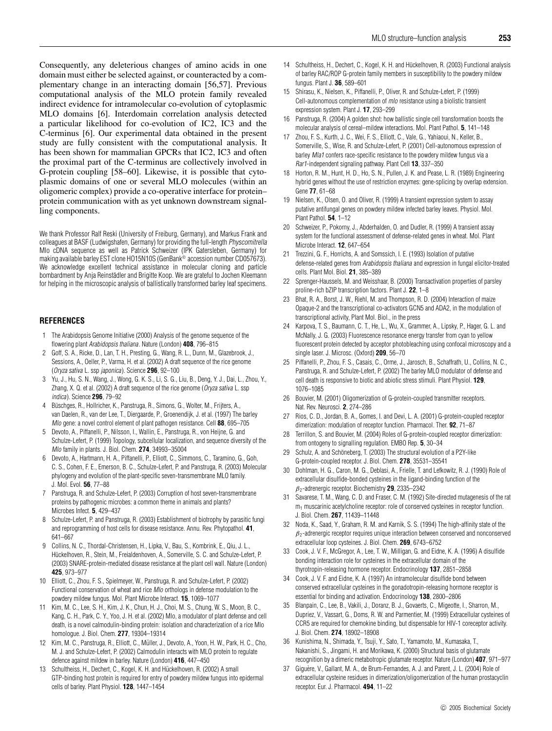Consequently, any deleterious changes of amino acids in one domain must either be selected against, or counteracted by a complementary change in an interacting domain [56,57]. Previous computational analysis of the MLO protein family revealed indirect evidence for intramolecular co-evolution of cytoplasmic MLO domains [6]. Interdomain correlation analysis detected a particular likelihood for co-evolution of IC2, IC3 and the C-terminus [6]. Our experimental data obtained in the present study are fully consistent with the computational analysis. It has been shown for mammalian GPCRs that IC2, IC3 and often the proximal part of the C-terminus are collectively involved in G-protein coupling [58–60]. Likewise, it is possible that cytoplasmic domains of one or several MLO molecules (within an oligomeric complex) provide a co-operative interface for protein–protein communication with as yet unknown downstream signalling components.

We thank Professor Ralf Reski (University of Freiburg, Germany), and Markus Frank and colleagues at BASF (Ludwigshafen, Germany) for providing the full-length *Physcomitrella* Mlo cDNA sequence as well as Patrick Schweizer (IPK Gatersleben, Germany) for making available barley EST clone HO15N10S (GenBank® accession number CD057673). We acknowledge excellent technical assistance in molecular cloning and particle bombardment by Anja Reinstädler and Brigitte Koop. We are grateful to Jochen Kleemann for helping in the microscopic analysis of ballistically transformed barley leaf specimens.

## REFERENCES

1. The Arabidopsis Genome Initiative (2000) Analysis of the genome sequence of the flowering plant *Arabidopsis thaliana*. Nature (London) **408**, 796–815
2. Goff, S. A., Ricke, D., Lan, T. H., Presting, G., Wang, R. L., Dunn, M., Glazebrook, J., Sessions, A., Oeller, P., Varma, H. et al. (2002) A draft sequence of the rice genome (*Oryza sativa* L. ssp *japonica*). Science **296**, 92–100
3. Yu, J., Hu, S. N., Wang, J., Wong, G. K. S., Li, S. G., Liu, B., Deng, Y. J., Dai, L., Zhou, Y., Zhang, X. Q. et al. (2002) A draft sequence of the rice genome (*Oryza sativa* L. ssp *indica*). Science **296**, 79–92
4. Büschges, R., Hollricher, K., Panstruga, R., Simons, G., Wolter, M., Frijters, A., van Daelen, R., van der Lee, T., Diergaarde, P., Groenendijk, J. et al. (1997) The barley *Mlo* gene: a novel control element of plant pathogen resistance. Cell **88**, 695–705
5. Devoto, A., Piffanelli, P., Nilsson, I., Wallin, E., Panstruga, R., von Heijne, G. and Schulze-Lefert, P. (1999) Topology, subcellular localization, and sequence diversity of the *Mlo* family in plants. J. Biol. Chem. **274**, 34993–35004
6. Devoto, A., Hartmann, H. A., Piffanelli, P., Elliott, C., Simmons, C., Taramino, G., Goh, C. S., Cohen, F. E., Emerson, B. C., Schulze-Lefert, P. and Panstruga, R. (2003) Molecular phylogeny and evolution of the plant-specific seven-transmembrane MLO family. J. Mol. Evol. **56**, 77–88
7. Panstruga, R. and Schulze-Lefert, P. (2003) Corruption of host seven-transmembrane proteins by pathogenic microbes: a common theme in animals and plants? Microbes Infect. **5**, 429–437
8. Schulze-Lefert, P. and Panstruga, R. (2003) Establishment of biotrophy by parasitic fungi and reprogramming of host cells for disease resistance. Annu. Rev. Phytopathol. **41**, 641–667
9. Collins, N. C., Thordal-Christensen, H., Lipka, V., Bau, S., Kombrink, E., Qiu, J. L., Hückelhoven, R., Stein, M., Freialdenhoven, A., Somerville, S. C. and Schulze-Lefert, P. (2003) SNARE-protein-mediated disease resistance at the plant cell wall. Nature (London) **425**, 973–977
10. Elliott, C., Zhou, F. S., Spielmeyer, W., Panstruga, R. and Schulze-Lefert, P. (2002) Functional conservation of wheat and rice *Mlo* orthologs in defense modulation to the powdery mildew fungus. Mol. Plant Microbe Interact. **15**, 1069–1077
11. Kim, M. C., Lee, S. H., Kim, J. K., Chun, H. J., Choi, M. S., Chung, W. S., Moon, B. C., Kang, C. H., Park, C. Y., Yoo, J. H. et al. (2002) Mlo, a modulator of plant defense and cell death, is a novel calmodulin-binding protein: isolation and characterization of a rice Mlo homologue. J. Biol. Chem. **277**, 19304–19314
12. Kim, M. C., Panstruga, R., Elliott, C., Müller, J., Devoto, A., Yoon, H. W., Park, H. C., Cho, M. J. and Schulze-Lefert, P. (2002) Calmodulin interacts with MLO protein to regulate defence against mildew in barley. Nature (London) **416**, 447–450
13. Schultheiss, H., Dechert, C., Kogel, K. H. and Hückelhoven, R. (2002) A small GTP-binding host protein is required for entry of powdery mildew fungus into epidermal cells of barley. Plant Physiol. **128**, 1447–1454
14. Schultheiss, H., Dechert, C., Kogel, K. H. and Hückelhoven, R. (2003) Functional analysis of barley RAC/ROP G-protein family members in susceptibility to the powdery mildew fungus. Plant J. **36**, 589–601
15. Shirasu, K., Nielsen, K., Piffanelli, P., Oliver, R. and Schulze-Lefert, P. (1999) Cell-autonomous complementation of *mlo* resistance using a biolistic transient expression system. Plant J. **17**, 293–299
16. Panstruga, R. (2004) A golden shot: how ballistic single cell transformation boosts the molecular analysis of cereal–mildew interactions. Mol. Plant Pathol. **5**, 141–148
17. Zhou, F. S., Kurth, J. C., Wei, F. S., Elliott, C., Vale, G., Yahiaoui, N., Keller, B., Somerville, S., Wise, R. and Schulze-Lefert, P. (2001) Cell-autonomous expression of barley *Mla1* confers race-specific resistance to the powdery mildew fungus via a *Rar1*-independent signaling pathway. Plant Cell **13**, 337–350
18. Horton, R. M., Hunt, H. D., Ho, S. N., Pullen, J. K. and Pease, L. R. (1989) Engineering hybrid genes without the use of restriction enzymes: gene-splicing by overlap extension. Gene **77**, 61–68
19. Nielsen, K., Olsen, O. and Oliver, R. (1999) A transient expression system to assay putative antifungal genes on powdery mildew infected barley leaves. Physiol. Mol. Plant Pathol. **54**, 1–12
20. Schweizer, P., Pokorny, J., Abderhalden, O. and Dudler, R. (1999) A transient assay system for the functional assessment of defense-related genes in wheat. Mol. Plant Microbe Interact. **12**, 647–654
21. Trezzini, G. F., Horrichs, A. and Somssich, I. E. (1993) Isolation of putative defense-related genes from *Arabidopsis thaliana* and expression in fungal elicitor-treated cells. Plant Mol. Biol. **21**, 385–389
22. Sprenger-Haussels, M. and Weisshaar, B. (2000) Transactivation properties of parsley proline-rich bZIP transcription factors. Plant J. **22**, 1–8
23. Bhat, R. A., Borst, J. W., Riehl, M. and Thompson, R. D. (2004) Interaction of maize Opaque-2 and the transcriptional co-activators GCN5 and ADA2, in the modulation of transcriptional activity. Plant Mol. Biol., in the press
24. Karpova, T. S., Baumann, C. T., He, L., Wu, X., Grammer, A., Lipsky, P., Hager, G. L. and McNally, J. G. (2003) Fluorescence resonance energy transfer from cyan to yellow fluorescent protein detected by acceptor photobleaching using confocal microscopy and a single laser. J. Microsc. (Oxford) **209**, 56–70
25. Piffanelli, P., Zhou, F. S., Casais, C., Orme, J., Jarosch, B., Schaffrath, U., Collins, N. C., Panstruga, R. and Schulze-Lefert, P. (2002) The barley MLO modulator of defense and cell death is responsive to biotic and abiotic stress stimuli. Plant Physiol. **129**, 1076–1085
26. Bouvier, M. (2001) Oligomerization of G-protein-coupled transmitter receptors. Nat. Rev. Neurosci. **2**, 274–286
27. Rios, C. D., Jordan, B. A., Gomes, I. and Devi, L. A. (2001) G-protein-coupled receptor dimerization: modulation of receptor function. Pharmacol. Ther. **92**, 71–87
28. Terrillon, S. and Bouvier, M. (2004) Roles of G-protein-coupled receptor dimerization: from ontogeny to signalling regulation. EMBO Rep. **5**, 30–34
29. Schulz, A. and Schöneberg, T. (2003) The structural evolution of a P2Y-like G-protein-coupled receptor. J. Biol. Chem. **278**, 35531–35541
30. Dohlman, H. G., Caron, M. G., Deblasi, A., Frielle, T. and Lefkowitz, R. J. (1990) Role of extracellular disulfide-bonded cysteines in the ligand-binding function of the $\beta_2$-adrenergic receptor. Biochemistry **29**, 2335–2342
31. Savarese, T. M., Wang, C. D. and Fraser, C. M. (1992) Site-directed mutagenesis of the rat $m_1$ muscarinic acetylcholine receptor: role of conserved cysteines in receptor function. J. Biol. Chem. **267**, 11439–11448
32. Noda, K., Saad, Y., Graham, R. M. and Karnik, S. S. (1994) The high-affinity state of the $\beta_2$-adrenergic receptor requires unique interaction between conserved and nonconserved extracellular loop cysteines. J. Biol. Chem. **269**, 6743–6752
33. Cook, J. V. F., McGregor, A., Lee, T. W., Milligan, G. and Eidne, K. A. (1996) A disulfide bonding interaction role for cysteines in the extracellular domain of the thyrotropin-releasing hormone receptor. Endocrinology **137**, 2851–2858
34. Cook, J. V. F. and Eidne, K. A. (1997) An intramolecular disulfide bond between conserved extracellular cysteines in the gonadotropin-releasing hormone receptor is essential for binding and activation. Endocrinology **138**, 2800–2806
35. Blanpain, C., Lee, B., Vakili, J., Doranz, B. J., Govaerts, C., Migeotte, I., Sharron, M., Dupriez, V., Vassart, G., Doms, R. W. and Parmentier, M. (1999) Extracellular cysteines of CCR5 are required for chemokine binding, but dispensable for HIV-1 coreceptor activity. J. Biol. Chem. **274**, 18902–18908
36. Kunishima, N., Shimada, Y., Tsuji, Y., Sato, T., Yamamoto, M., Kumasaka, T., Nakanishi, S., Jingami, H. and Morikawa, K. (2000) Structural basis of glutamate recognition by a dimeric metabotropic glutamate receptor. Nature (London) **407**, 971–977
37. Giguère, V., Gallant, M. A., de Brum-Fernandes, A. J. and Parent, J. L. (2004) Role of extracellular cysteine residues in dimerization/oligomerization of the human prostacyclin receptor. Eur. J. Pharmacol. **494**, 11–22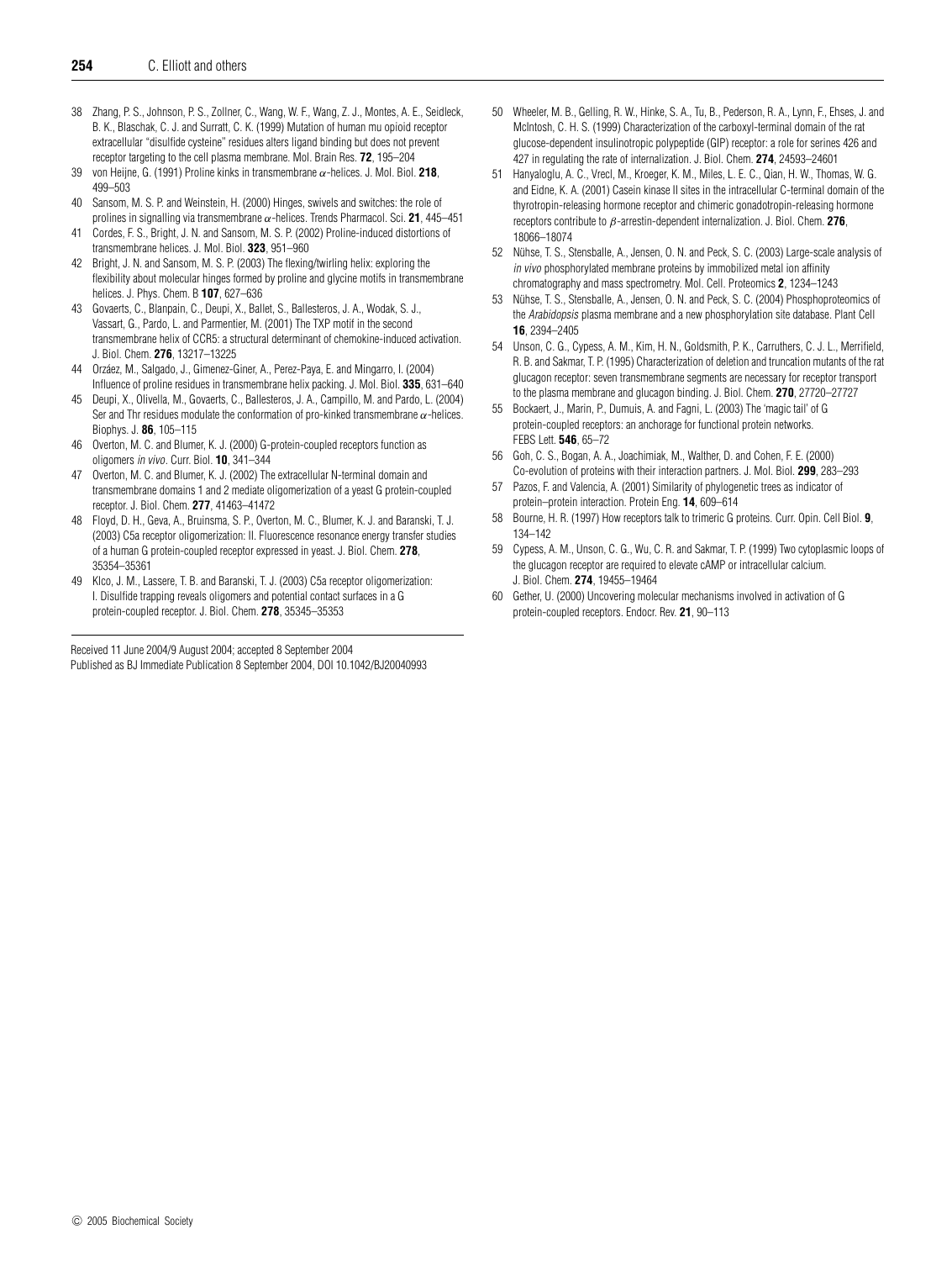38 Zhang, P. S., Johnson, P. S., Zollner, C., Wang, W. F., Wang, Z. J., Montes, A. E., Seidleck, B. K., Blaschak, C. J. and Surratt, C. K. (1999) Mutation of human mu opioid receptor extracellular "disulfide cysteine" residues alters ligand binding but does not prevent receptor targeting to the cell plasma membrane. Mol. Brain Res. **72**, 195–204

39 von Heijne, G. (1991) Proline kinks in transmembrane $\alpha$-helices. J. Mol. Biol. **218**, 499–503

40 Sansom, M. S. P. and Weinstein, H. (2000) Hinges, swivels and switches: the role of prolines in signalling via transmembrane $\alpha$-helices. Trends Pharmacol. Sci. **21**, 445–451

41 Cordes, F. S., Bright, J. N. and Sansom, M. S. P. (2002) Proline-induced distortions of transmembrane helices. J. Mol. Biol. **323**, 951–960

42 Bright, J. N. and Sansom, M. S. P. (2003) The flexing/twirling helix: exploring the flexibility about molecular hinges formed by proline and glycine motifs in transmembrane helices. J. Phys. Chem. B **107**, 627–636

43 Govaerts, C., Blanpain, C., Deupi, X., Ballet, S., Ballesteros, J. A., Wodak, S. J., Vassart, G., Pardo, L. and Parmentier, M. (2001) The TXP motif in the second transmembrane helix of CCR5: a structural determinant of chemokine-induced activation. J. Biol. Chem. **276**, 13217–13225

44 Orzáez, M., Salgado, J., Gimenez-Giner, A., Perez-Paya, E. and Mingarro, I. (2004) Influence of proline residues in transmembrane helix packing. J. Mol. Biol. **335**, 631–640

45 Deupi, X., Olivella, M., Govaerts, C., Ballesteros, J. A., Campillo, M. and Pardo, L. (2004) Ser and Thr residues modulate the conformation of pro-kinked transmembrane $\alpha$-helices. Biophys. J. **86**, 105–115

46 Overton, M. C. and Blumer, K. J. (2000) G-protein-coupled receptors function as oligomers *in vivo*. Curr. Biol. **10**, 341–344

47 Overton, M. C. and Blumer, K. J. (2002) The extracellular N-terminal domain and transmembrane domains 1 and 2 mediate oligomerization of a yeast G protein-coupled receptor. J. Biol. Chem. **277**, 41463–41472

48 Floyd, D. H., Geva, A., Bruinsma, S. P., Overton, M. C., Blumer, K. J. and Baranski, T. J. (2003) C5a receptor oligomerization: II. Fluorescence resonance energy transfer studies of a human G protein-coupled receptor expressed in yeast. J. Biol. Chem. **278**, 35354–35361

49 Klco, J. M., Lassere, T. B. and Baranski, T. J. (2003) C5a receptor oligomerization: I. Disulfide trapping reveals oligomers and potential contact surfaces in a G protein-coupled receptor. J. Biol. Chem. **278**, 35345–35353

50 Wheeler, M. B., Gelling, R. W., Hinke, S. A., Tu, B., Pederson, R. A., Lynn, F., Ehses, J. and McIntosh, C. H. S. (1999) Characterization of the carboxyl-terminal domain of the rat glucose-dependent insulinotropic polypeptide (GIP) receptor: a role for serines 426 and 427 in regulating the rate of internalization. J. Biol. Chem. **274**, 24593–24601

51 Hanyaloglu, A. C., Vrecl, M., Kroeger, K. M., Miles, L. E. C., Qian, H. W., Thomas, W. G. and Eidne, K. A. (2001) Casein kinase II sites in the intracellular C-terminal domain of the thyrotropin-releasing hormone receptor and chimeric gonadotropin-releasing hormone receptors contribute to $\beta$-arrestin-dependent internalization. J. Biol. Chem. **276**, 18066–18074

52 Nühse, T. S., Stensballe, A., Jensen, O. N. and Peck, S. C. (2003) Large-scale analysis of *in vivo* phosphorylated membrane proteins by immobilized metal ion affinity chromatography and mass spectrometry. Mol. Cell. Proteomics **2**, 1234–1243

53 Nühse, T. S., Stensballe, A., Jensen, O. N. and Peck, S. C. (2004) Phosphoproteomics of the *Arabidopsis* plasma membrane and a new phosphorylation site database. Plant Cell **16**, 2394–2405

54 Unson, C. G., Cypess, A. M., Kim, H. N., Goldsmith, P. K., Carruthers, C. J. L., Merrifield, R. B. and Sakmar, T. P. (1995) Characterization of deletion and truncation mutants of the rat glucagon receptor: seven transmembrane segments are necessary for receptor transport to the plasma membrane and glucagon binding. J. Biol. Chem. **270**, 27720–27727

55 Bockaert, J., Marin, P., Dumuis, A. and Fagni, L. (2003) The 'magic tail' of G protein-coupled receptors: an anchorage for functional protein networks. FEBS Lett. **546**, 65–72

56 Goh, C. S., Bogan, A. A., Joachimiak, M., Walther, D. and Cohen, F. E. (2000) Co-evolution of proteins with their interaction partners. J. Mol. Biol. **299**, 283–293

57 Pazos, F. and Valencia, A. (2001) Similarity of phylogenetic trees as indicator of protein–protein interaction. Protein Eng. **14**, 609–614

58 Bourne, H. R. (1997) How receptors talk to trimeric G proteins. Curr. Opin. Cell Biol. **9**, 134–142

59 Cypess, A. M., Unson, C. G., Wu, C. R. and Sakmar, T. P. (1999) Two cytoplasmic loops of the glucagon receptor are required to elevate cAMP or intracellular calcium. J. Biol. Chem. **274**, 19455–19464

60 Gether, U. (2000) Uncovering molecular mechanisms involved in activation of G protein-coupled receptors. Endocr. Rev. **21**, 90–113

Received 11 June 2004/9 August 2004; accepted 8 September 2004
Published as BJ Immediate Publication 8 September 2004, DOI 10.1042/BJ20040993